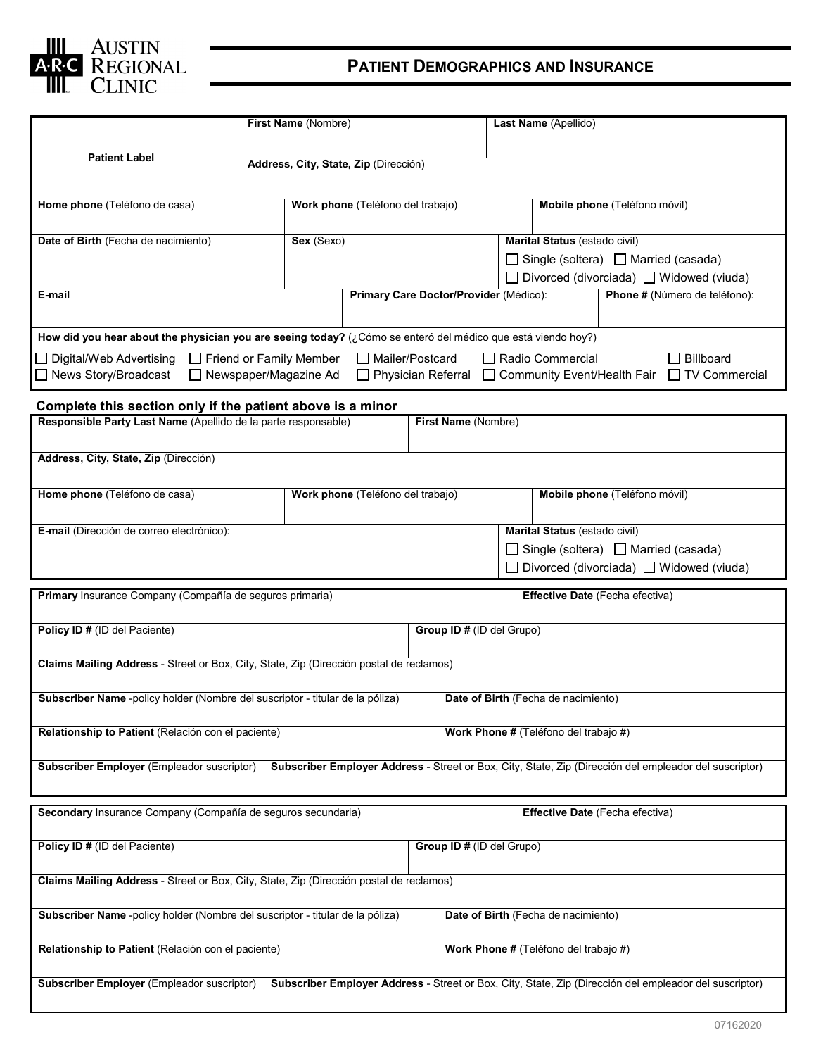**Austin Regional Clinic** (ARC)

# Patient Demographics and Insurance

| Patient Label | **First Name** (Nombre) | | **Last Name** (Apellido) |
|---|---|---|---|
| | **Address, City, State, Zip** (Dirección) | | |

| **Home phone** (Teléfono de casa) | **Work phone** (Teléfono del trabajo) | **Mobile phone** (Teléfono móvil) |
|---|---|---|
| | | |

| **Date of Birth** (Fecha de nacimiento) | **Sex** (Sexo) | **Marital Status** (estado civil) |
|---|---|---|
| | | ☐ Single (soltera) ☐ Married (casada) ☐ Divorced (divorciada) ☐ Widowed (viuda) |

| **E-mail** | **Primary Care Doctor/Provider** (Médico): | **Phone #** (Número de teléfono): |
|---|---|---|
| | | |

**How did you hear about the physician you are seeing today?** (¿Cómo se enteró del médico que está viendo hoy?)

☐ Digital/Web Advertising ☐ Friend or Family Member ☐ Mailer/Postcard ☐ Radio Commercial ☐ Billboard
☐ News Story/Broadcast ☐ Newspaper/Magazine Ad ☐ Physician Referral ☐ Community Event/Health Fair ☐ TV Commercial

## Complete this section only if the patient above is a minor

| **Responsible Party Last Name** (Apellido de la parte responsable) | **First Name** (Nombre) |
|---|---|
| **Address, City, State, Zip** (Dirección) | |

| **Home phone** (Teléfono de casa) | **Work phone** (Teléfono del trabajo) | **Mobile phone** (Teléfono móvil) |
|---|---|---|
| | | |

| **E-mail** (Dirección de correo electrónico): | **Marital Status** (estado civil) |
|---|---|
| | ☐ Single (soltera) ☐ Married (casada) ☐ Divorced (divorciada) ☐ Widowed (viuda) |

| **Primary** Insurance Company (Compañía de seguros primaria) | **Effective Date** (Fecha efectiva) |
|---|---|
| **Policy ID #** (ID del Paciente) | **Group ID #** (ID del Grupo) |
| **Claims Mailing Address** - Street or Box, City, State, Zip (Dirección postal de reclamos) | |
| **Subscriber Name** -policy holder (Nombre del suscriptor - titular de la póliza) | **Date of Birth** (Fecha de nacimiento) |
| **Relationship to Patient** (Relación con el paciente) | **Work Phone #** (Teléfono del trabajo #) |
| **Subscriber Employer** (Empleador suscriptor) | **Subscriber Employer Address** - Street or Box, City, State, Zip (Dirección del empleador del suscriptor) |

| **Secondary** Insurance Company (Compañía de seguros secundaria) | **Effective Date** (Fecha efectiva) |
|---|---|
| **Policy ID #** (ID del Paciente) | **Group ID #** (ID del Grupo) |
| **Claims Mailing Address** - Street or Box, City, State, Zip (Dirección postal de reclamos) | |
| **Subscriber Name** -policy holder (Nombre del suscriptor - titular de la póliza) | **Date of Birth** (Fecha de nacimiento) |
| **Relationship to Patient** (Relación con el paciente) | **Work Phone #** (Teléfono del trabajo #) |
| **Subscriber Employer** (Empleador suscriptor) | **Subscriber Employer Address** - Street or Box, City, State, Zip (Dirección del empleador del suscriptor) |

07162020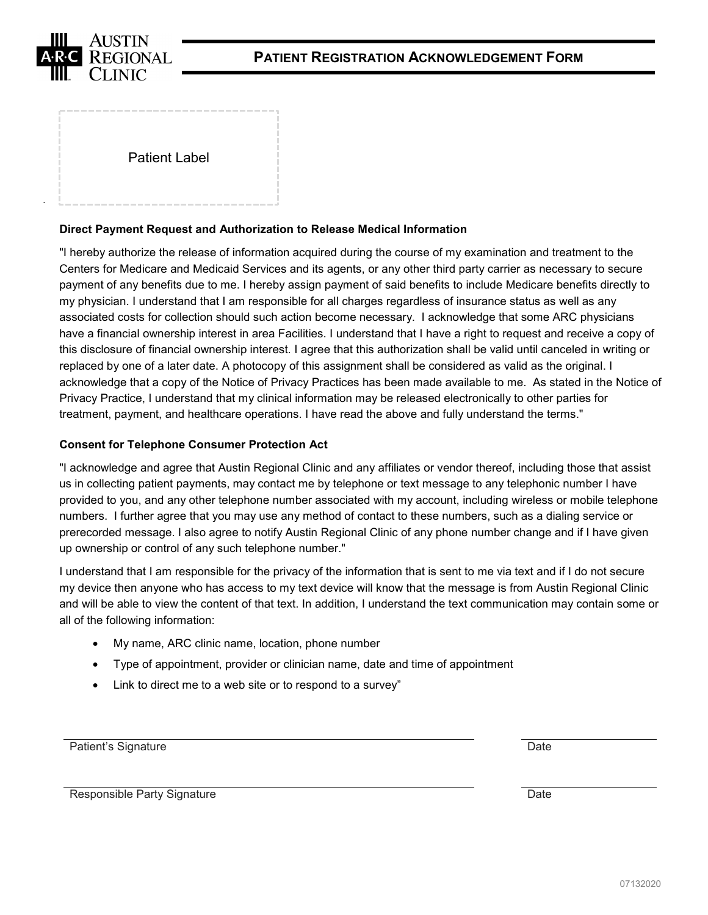AUSTIN REGIONAL CLINIC

# PATIENT REGISTRATION ACKNOWLEDGEMENT FORM

Patient Label

**Direct Payment Request and Authorization to Release Medical Information**

"I hereby authorize the release of information acquired during the course of my examination and treatment to the Centers for Medicare and Medicaid Services and its agents, or any other third party carrier as necessary to secure payment of any benefits due to me. I hereby assign payment of said benefits to include Medicare benefits directly to my physician. I understand that I am responsible for all charges regardless of insurance status as well as any associated costs for collection should such action become necessary. I acknowledge that some ARC physicians have a financial ownership interest in area Facilities. I understand that I have a right to request and receive a copy of this disclosure of financial ownership interest. I agree that this authorization shall be valid until canceled in writing or replaced by one of a later date. A photocopy of this assignment shall be considered as valid as the original. I acknowledge that a copy of the Notice of Privacy Practices has been made available to me. As stated in the Notice of Privacy Practice, I understand that my clinical information may be released electronically to other parties for treatment, payment, and healthcare operations. I have read the above and fully understand the terms."

**Consent for Telephone Consumer Protection Act**

"I acknowledge and agree that Austin Regional Clinic and any affiliates or vendor thereof, including those that assist us in collecting patient payments, may contact me by telephone or text message to any telephonic number I have provided to you, and any other telephone number associated with my account, including wireless or mobile telephone numbers. I further agree that you may use any method of contact to these numbers, such as a dialing service or prerecorded message. I also agree to notify Austin Regional Clinic of any phone number change and if I have given up ownership or control of any such telephone number."

I understand that I am responsible for the privacy of the information that is sent to me via text and if I do not secure my device then anyone who has access to my text device will know that the message is from Austin Regional Clinic and will be able to view the content of that text. In addition, I understand the text communication may contain some or all of the following information:

- My name, ARC clinic name, location, phone number
- Type of appointment, provider or clinician name, date and time of appointment
- Link to direct me to a web site or to respond to a survey"

Patient's Signature ____________________ Date __________

Responsible Party Signature ____________________ Date __________

07132020